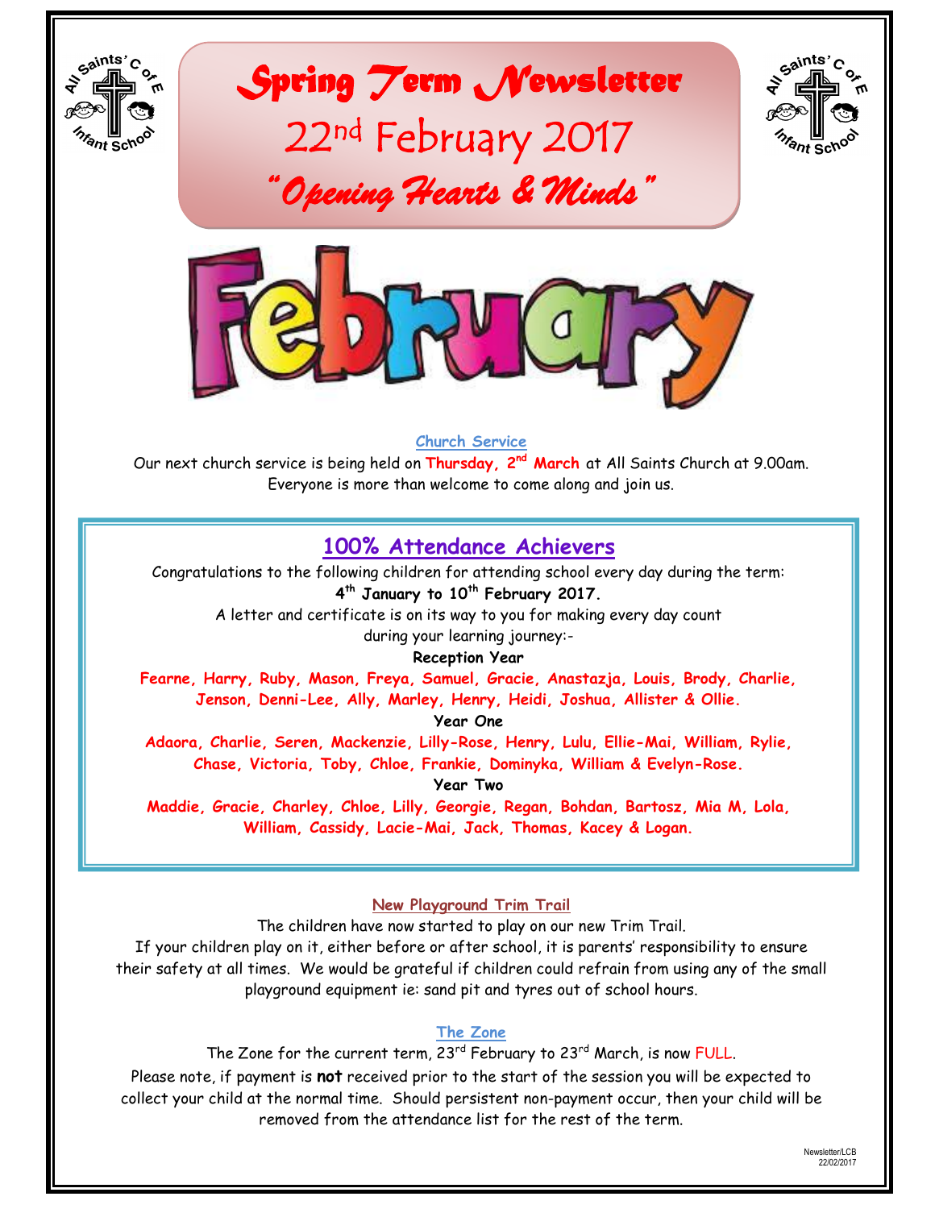# Spring Term Newsletter

## 22nd February 2017

## *"Opening Hearts & Minds"*

# February

### Church Service

Our next church service is being held on **Thursday, 2nd March** at All Saints Church at 9.00am. Everyone is more than welcome to come along and join us.

## 100% Attendance Achievers

Congratulations to the following children for attending school every day during the term:
**4th January to 10th February 2017.**

A letter and certificate is on its way to you for making every day count during your learning journey:-

**Reception Year**

**Fearne, Harry, Ruby, Mason, Freya, Samuel, Gracie, Anastazja, Louis, Brody, Charlie, Jenson, Denni-Lee, Ally, Marley, Henry, Heidi, Joshua, Allister & Ollie.**

**Year One**

**Adaora, Charlie, Seren, Mackenzie, Lilly-Rose, Henry, Lulu, Ellie-Mai, William, Rylie, Chase, Victoria, Toby, Chloe, Frankie, Dominyka, William & Evelyn-Rose.**

**Year Two**

**Maddie, Gracie, Charley, Chloe, Lilly, Georgie, Regan, Bohdan, Bartosz, Mia M, Lola, William, Cassidy, Lacie-Mai, Jack, Thomas, Kacey & Logan.**

### New Playground Trim Trail

The children have now started to play on our new Trim Trail.
If your children play on it, either before or after school, it is parents' responsibility to ensure their safety at all times. We would be grateful if children could refrain from using any of the small playground equipment ie: sand pit and tyres out of school hours.

### The Zone

The Zone for the current term, 23rd February to 23rd March, is now FULL.
Please note, if payment is **not** received prior to the start of the session you will be expected to collect your child at the normal time. Should persistent non-payment occur, then your child will be removed from the attendance list for the rest of the term.

Newsletter/LCB
22/02/2017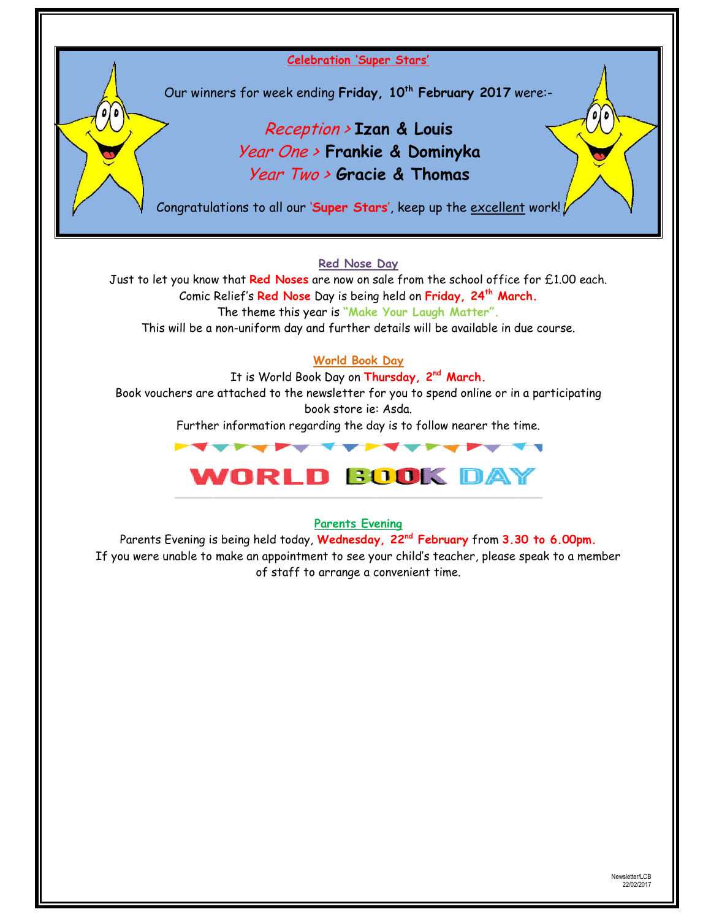## Celebration 'Super Stars'

Our winners for week ending **Friday, 10th February 2017** were:-

*Reception >* **Izan & Louis**
*Year One >* **Frankie & Dominyka**
*Year Two >* **Gracie & Thomas**

Congratulations to all our '**Super Stars**', keep up the excellent work!

## Red Nose Day

Just to let you know that **Red Noses** are now on sale from the school office for £1.00 each.
Comic Relief's **Red Nose** Day is being held on **Friday, 24th March.**
The theme this year is **"Make Your Laugh Matter"**.
This will be a non-uniform day and further details will be available in due course.

## World Book Day

It is World Book Day on **Thursday, 2nd March.**
Book vouchers are attached to the newsletter for you to spend online or in a participating book store ie: Asda.
Further information regarding the day is to follow nearer the time.

WORLD BOOK DAY

## Parents Evening

Parents Evening is being held today, **Wednesday, 22nd February** from **3.30 to 6.00pm.**
If you were unable to make an appointment to see your child's teacher, please speak to a member of staff to arrange a convenient time.

Newsletter/LCB
22/02/2017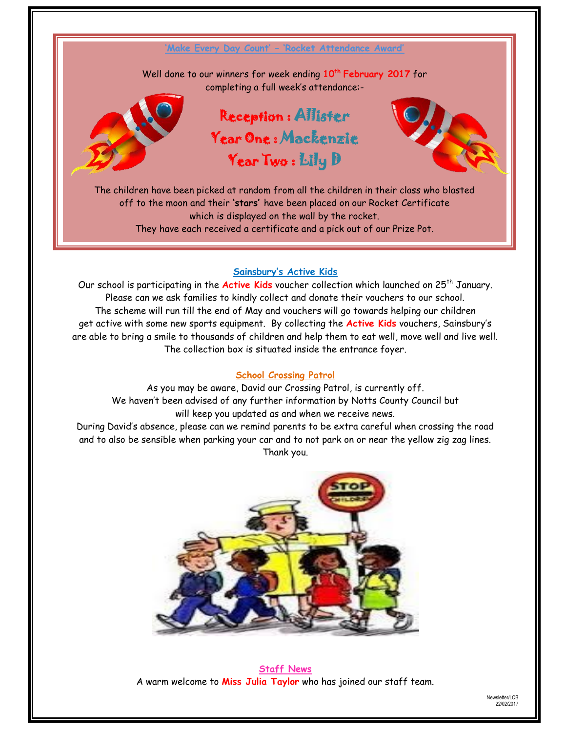## 'Make Every Day Count' – 'Rocket Attendance Award'

Well done to our winners for week ending **10th February 2017** for completing a full week's attendance:-

**Reception : Allister**
**Year One : Mackenzie**
**Year Two : Lily D**

The children have been picked at random from all the children in their class who blasted off to the moon and their **'stars'** have been placed on our Rocket Certificate which is displayed on the wall by the rocket.
They have each received a certificate and a pick out of our Prize Pot.

## Sainsbury's Active Kids

Our school is participating in the **Active Kids** voucher collection which launched on 25th January. Please can we ask families to kindly collect and donate their vouchers to our school. The scheme will run till the end of May and vouchers will go towards helping our children get active with some new sports equipment. By collecting the **Active Kids** vouchers, Sainsbury's are able to bring a smile to thousands of children and help them to eat well, move well and live well. The collection box is situated inside the entrance foyer.

## School Crossing Patrol

As you may be aware, David our Crossing Patrol, is currently off.
We haven't been advised of any further information by Notts County Council but will keep you updated as and when we receive news.
During David's absence, please can we remind parents to be extra careful when crossing the road and to also be sensible when parking your car and to not park on or near the yellow zig zag lines.
Thank you.

## Staff News

A warm welcome to **Miss Julia Taylor** who has joined our staff team.

Newsletter/LCB
22/02/2017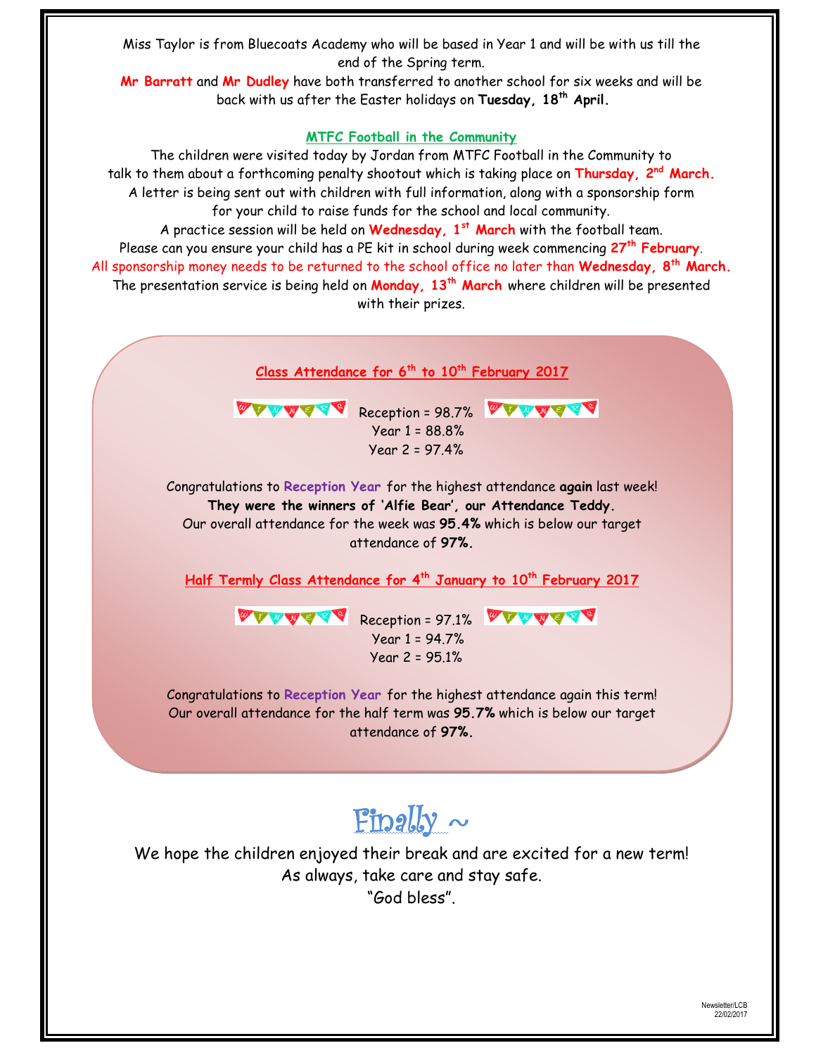Miss Taylor is from Bluecoats Academy who will be based in Year 1 and will be with us till the end of the Spring term.

**Mr Barratt** and **Mr Dudley** have both transferred to another school for six weeks and will be back with us after the Easter holidays on **Tuesday, 18th April.**

## MTFC Football in the Community

The children were visited today by Jordan from MTFC Football in the Community to talk to them about a forthcoming penalty shootout which is taking place on **Thursday, 2nd March.**
A letter is being sent out with children with full information, along with a sponsorship form for your child to raise funds for the school and local community.
A practice session will be held on **Wednesday, 1st March** with the football team.
Please can you ensure your child has a PE kit in school during week commencing **27th February**.
All sponsorship money needs to be returned to the school office no later than **Wednesday, 8th March.**
The presentation service is being held on **Monday, 13th March** where children will be presented with their prizes.

## Class Attendance for 6th to 10th February 2017

WINNERS Reception = 98.7% WINNERS
Year 1 = 88.8%
Year 2 = 97.4%

Congratulations to **Reception Year** for the highest attendance **again** last week!
**They were the winners of 'Alfie Bear', our Attendance Teddy.**
Our overall attendance for the week was **95.4%** which is below our target attendance of **97%.**

## Half Termly Class Attendance for 4th January to 10th February 2017

WINNERS Reception = 97.1% WINNERS
Year 1 = 94.7%
Year 2 = 95.1%

Congratulations to **Reception Year** for the highest attendance again this term!
Our overall attendance for the half term was **95.7%** which is below our target attendance of **97%.**

## Finally ~

We hope the children enjoyed their break and are excited for a new term!
As always, take care and stay safe.
"God bless".

Newsletter/LCB
22/02/2017